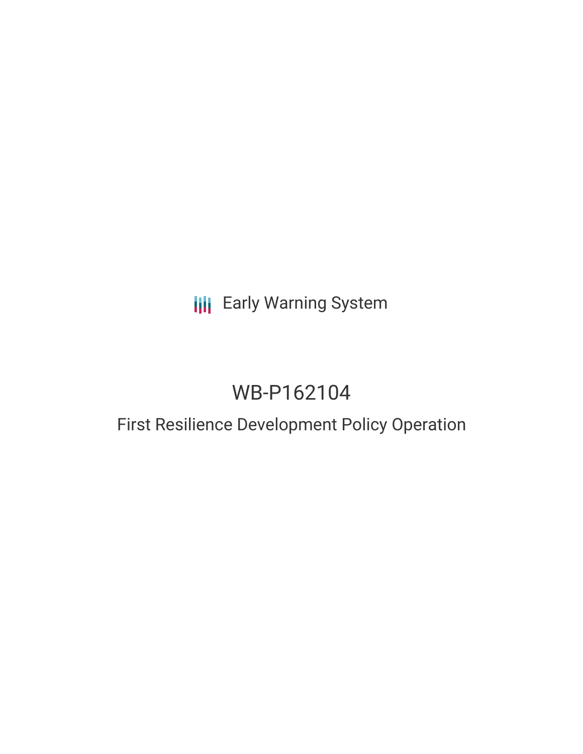Early Warning System

# WB-P162104

## First Resilience Development Policy Operation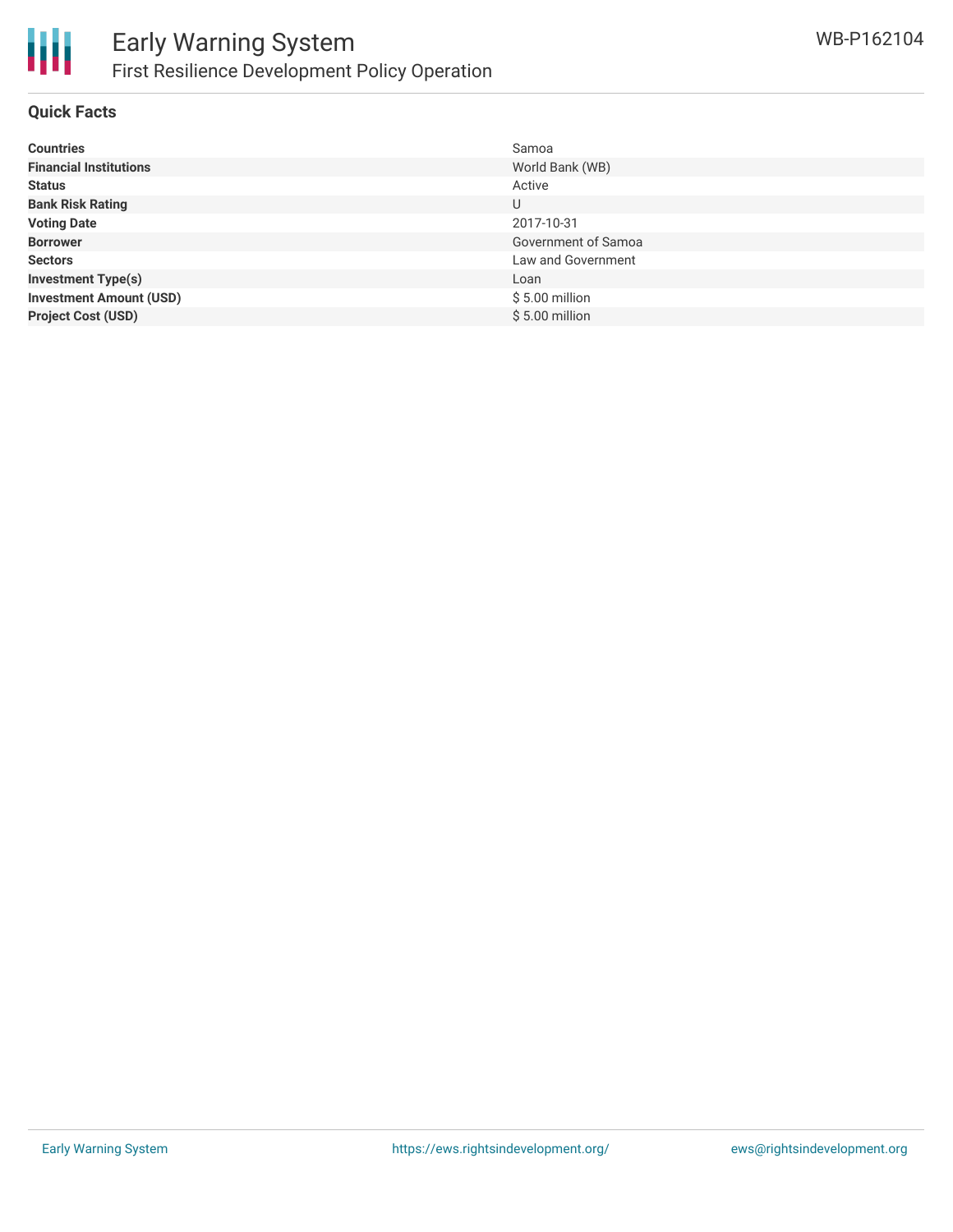# Early Warning System

## First Resilience Development Policy Operation

WB-P162104

### Quick Facts

| | |
|---|---|
| **Countries** | Samoa |
| **Financial Institutions** | World Bank (WB) |
| **Status** | Active |
| **Bank Risk Rating** | U |
| **Voting Date** | 2017-10-31 |
| **Borrower** | Government of Samoa |
| **Sectors** | Law and Government |
| **Investment Type(s)** | Loan |
| **Investment Amount (USD)** | $ 5.00 million |
| **Project Cost (USD)** | $ 5.00 million |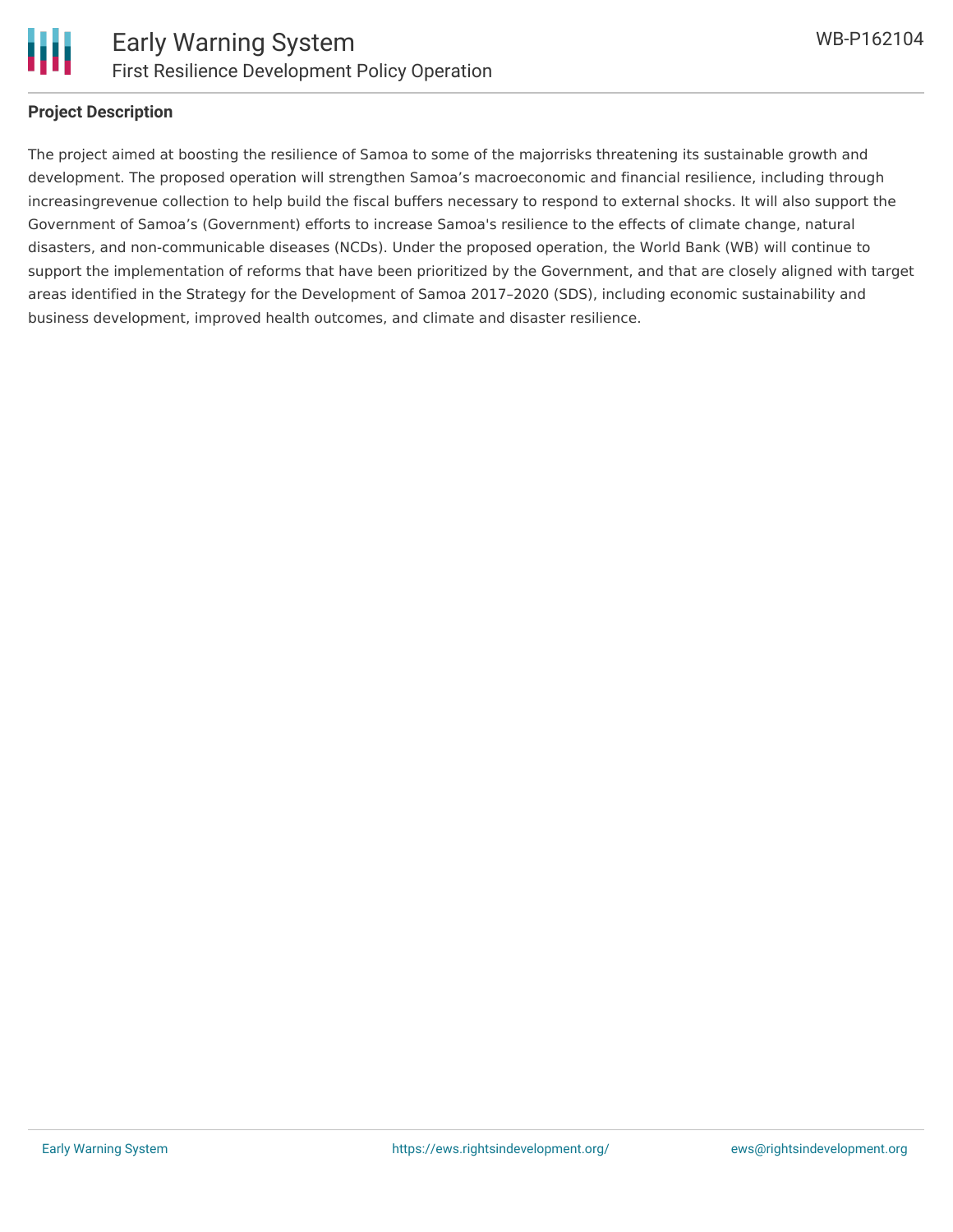## Project Description

The project aimed at boosting the resilience of Samoa to some of the majorrisks threatening its sustainable growth and development. The proposed operation will strengthen Samoa’s macroeconomic and financial resilience, including through increasingrevenue collection to help build the fiscal buffers necessary to respond to external shocks. It will also support the Government of Samoa’s (Government) efforts to increase Samoa's resilience to the effects of climate change, natural disasters, and non-communicable diseases (NCDs). Under the proposed operation, the World Bank (WB) will continue to support the implementation of reforms that have been prioritized by the Government, and that are closely aligned with target areas identified in the Strategy for the Development of Samoa 2017–2020 (SDS), including economic sustainability and business development, improved health outcomes, and climate and disaster resilience.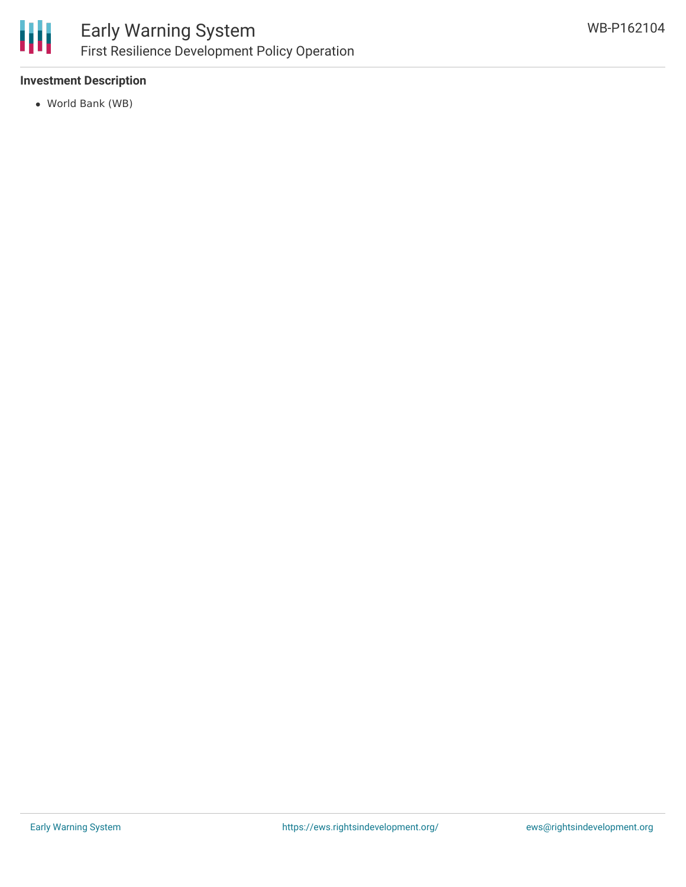**Investment Description**

- World Bank (WB)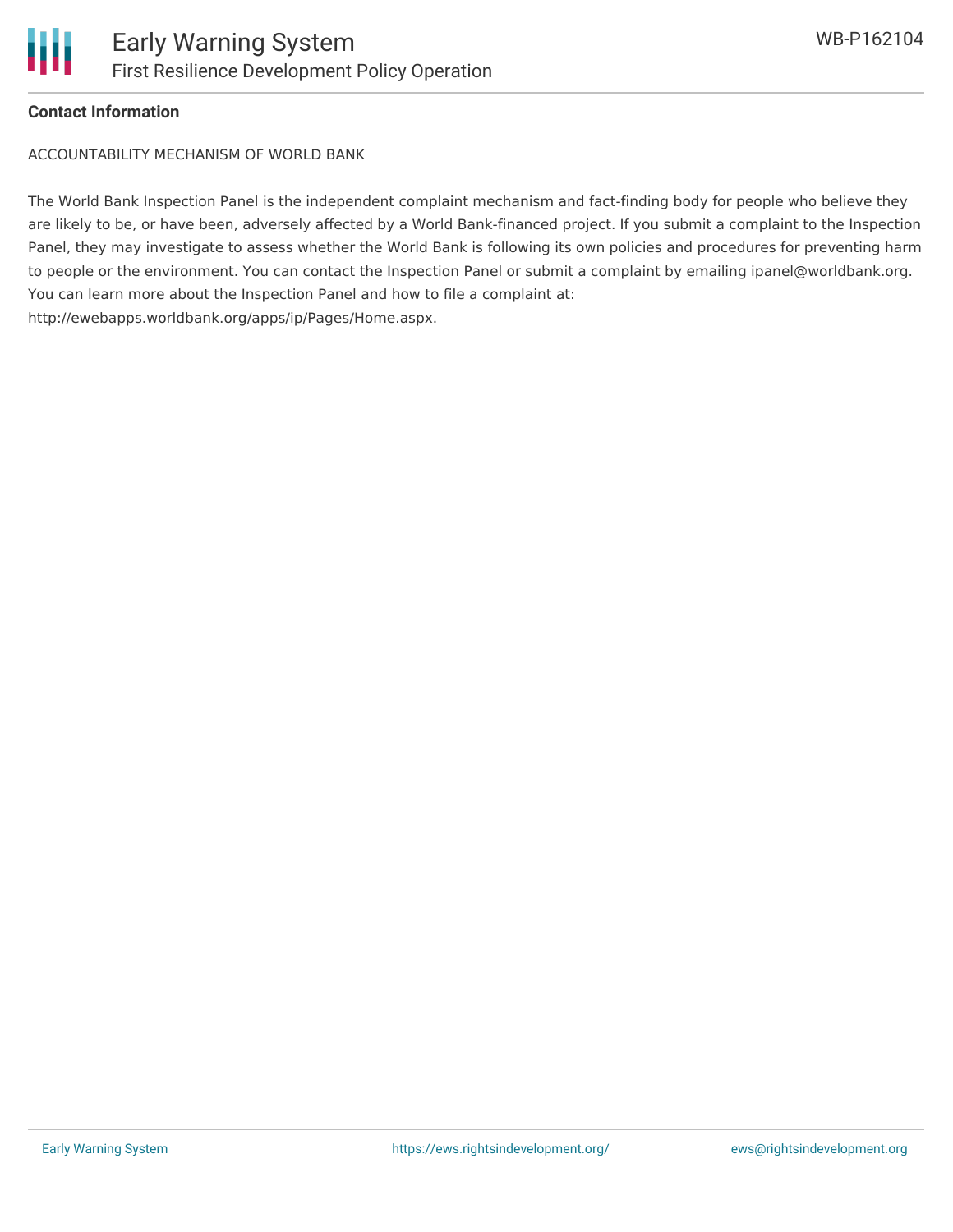**Contact Information**

ACCOUNTABILITY MECHANISM OF WORLD BANK

The World Bank Inspection Panel is the independent complaint mechanism and fact-finding body for people who believe they are likely to be, or have been, adversely affected by a World Bank-financed project. If you submit a complaint to the Inspection Panel, they may investigate to assess whether the World Bank is following its own policies and procedures for preventing harm to people or the environment. You can contact the Inspection Panel or submit a complaint by emailing ipanel@worldbank.org. You can learn more about the Inspection Panel and how to file a complaint at: http://ewebapps.worldbank.org/apps/ip/Pages/Home.aspx.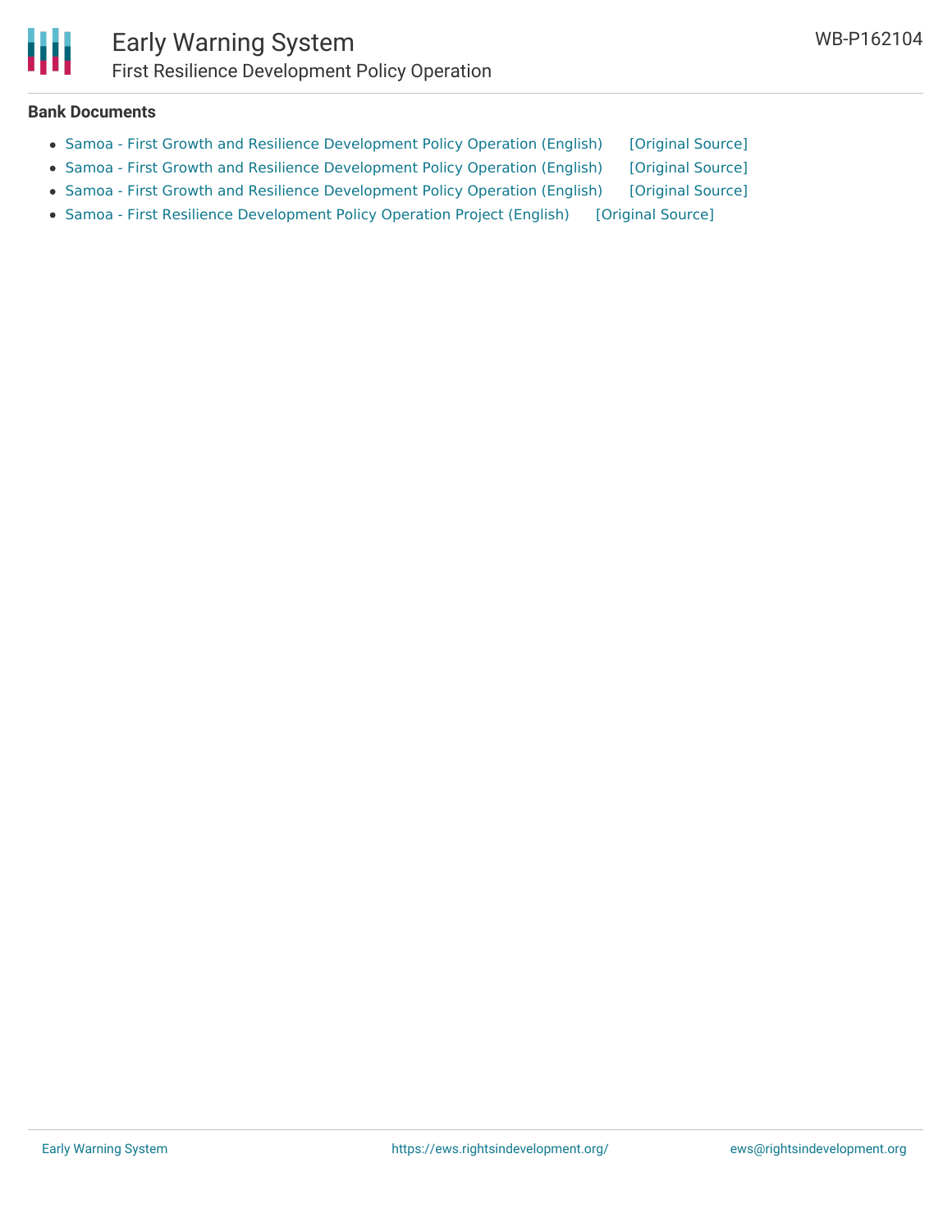## Bank Documents

- Samoa - First Growth and Resilience Development Policy Operation (English) [Original Source]
- Samoa - First Growth and Resilience Development Policy Operation (English) [Original Source]
- Samoa - First Growth and Resilience Development Policy Operation (English) [Original Source]
- Samoa - First Resilience Development Policy Operation Project (English) [Original Source]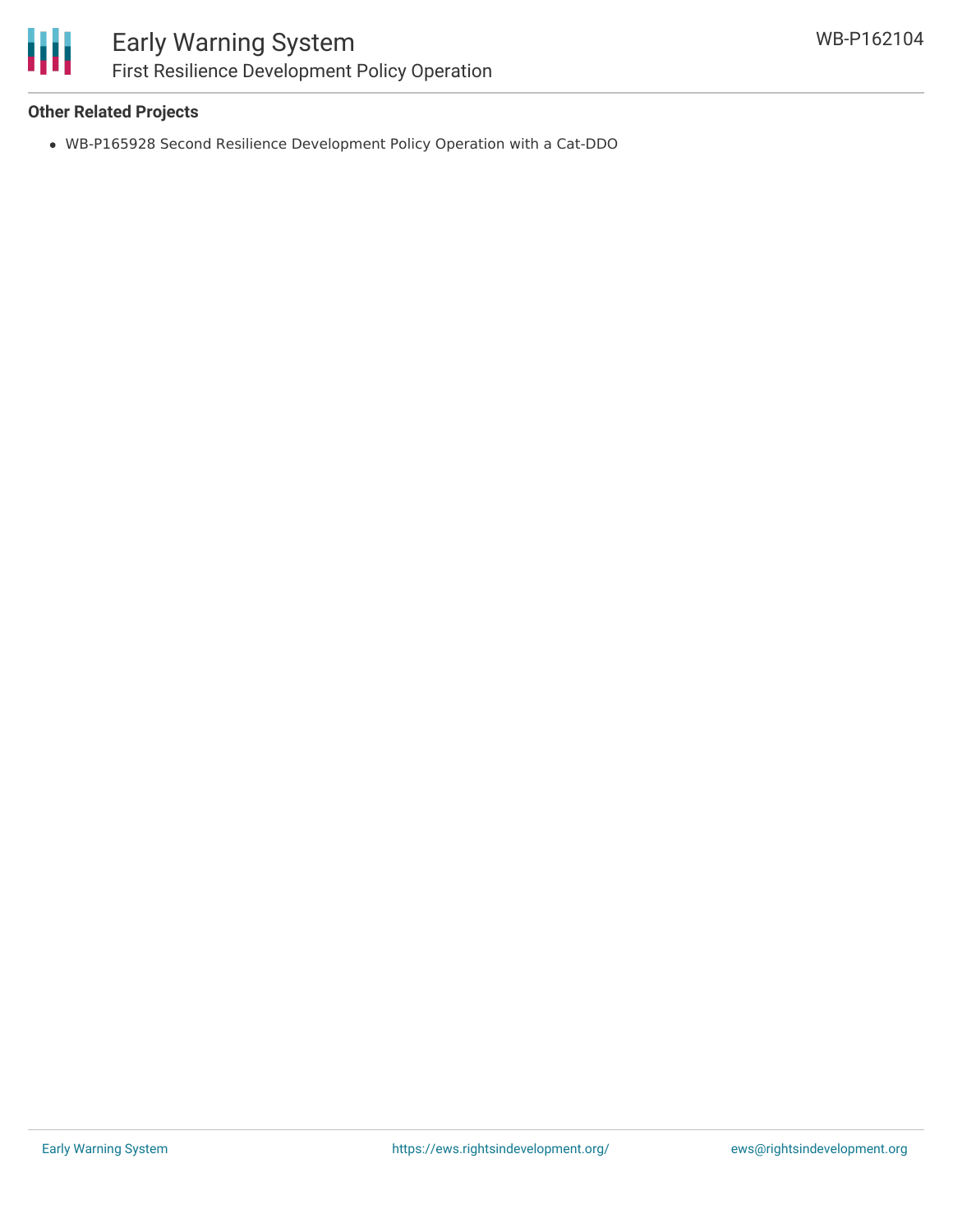**Other Related Projects**

- WB-P165928 Second Resilience Development Policy Operation with a Cat-DDO